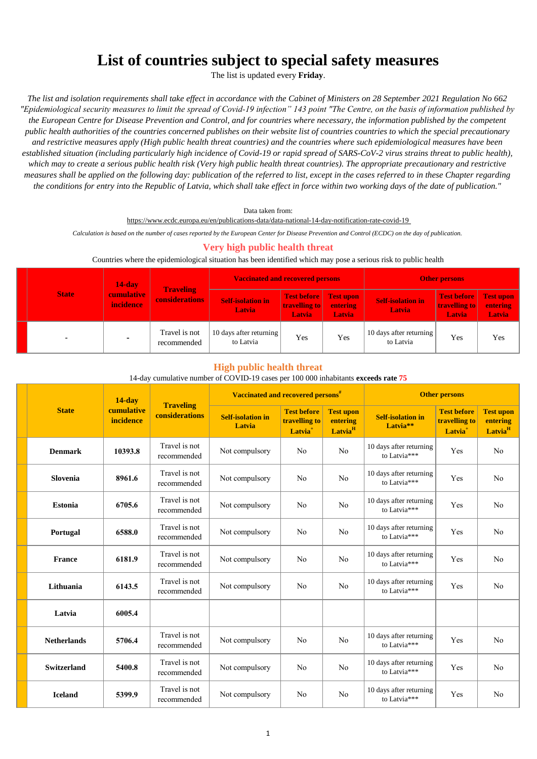# List of countries subject to special safety measures

The list is updated every **Friday**.

*The list and isolation requirements shall take effect in accordance with the Cabinet of Ministers on 28 September 2021 Regulation No 662 "Epidemiological security measures to limit the spread of Covid-19 infection" 143 point "The Centre, on the basis of information published by the European Centre for Disease Prevention and Control, and for countries where necessary, the information published by the competent public health authorities of the countries concerned publishes on their website list of countries countries to which the special precautionary and restrictive measures apply (High public health threat countries) and the countries where such epidemiological measures have been established situation (including particularly high incidence of Covid-19 or rapid spread of SARS-CoV-2 virus strains threat to public health), which may to create a serious public health risk (Very high public health threat countries). The appropriate precautionary and restrictive measures shall be applied on the following day: publication of the referred to list, except in the cases referred to in these Chapter regarding the conditions for entry into the Republic of Latvia, which shall take effect in force within two working days of the date of publication."*

Data taken from:

https://www.ecdc.europa.eu/en/publications-data/data-national-14-day-notification-rate-covid-19

*Calculation is based on the number of cases reported by the European Center for Disease Prevention and Control (ECDC) on the day of publication.*

## Very high public health threat

Countries where the epidemiological situation has been identified which may pose a serious risk to public health

| State | 14-day cumulative incidence | Traveling considerations | Vaccinated and recovered persons | | | Other persons | | |
|---|---|---|---|---|---|---|---|---|
| | | | Self-isolation in Latvia | Test before travelling to Latvia | Test upon entering Latvia | Self-isolation in Latvia | Test before travelling to Latvia | Test upon entering Latvia |
| - | - | Travel is not recommended | 10 days after returning to Latvia | Yes | Yes | 10 days after returning to Latvia | Yes | Yes |

## High public health threat

14-day cumulative number of COVID-19 cases per 100 000 inhabitants **exceeds rate 75**

| State | 14-day cumulative incidence | Traveling considerations | Vaccinated and recovered persons# | | | Other persons | | |
|---|---|---|---|---|---|---|---|---|
| | | | Self-isolation in Latvia | Test before travelling to Latvia+ | Test upon entering LatviaH | Self-isolation in Latvia** | Test before travelling to Latvia+ | Test upon entering LatviaH |
| **Denmark** | **10393.8** | Travel is not recommended | Not compulsory | No | No | 10 days after returning to Latvia*** | Yes | No |
| **Slovenia** | **8961.6** | Travel is not recommended | Not compulsory | No | No | 10 days after returning to Latvia*** | Yes | No |
| **Estonia** | **6705.6** | Travel is not recommended | Not compulsory | No | No | 10 days after returning to Latvia*** | Yes | No |
| **Portugal** | **6588.0** | Travel is not recommended | Not compulsory | No | No | 10 days after returning to Latvia*** | Yes | No |
| **France** | **6181.9** | Travel is not recommended | Not compulsory | No | No | 10 days after returning to Latvia*** | Yes | No |
| **Lithuania** | **6143.5** | Travel is not recommended | Not compulsory | No | No | 10 days after returning to Latvia*** | Yes | No |
| **Latvia** | **6005.4** | | | | | | | |
| **Netherlands** | **5706.4** | Travel is not recommended | Not compulsory | No | No | 10 days after returning to Latvia*** | Yes | No |
| **Switzerland** | **5400.8** | Travel is not recommended | Not compulsory | No | No | 10 days after returning to Latvia*** | Yes | No |
| **Iceland** | **5399.9** | Travel is not recommended | Not compulsory | No | No | 10 days after returning to Latvia*** | Yes | No |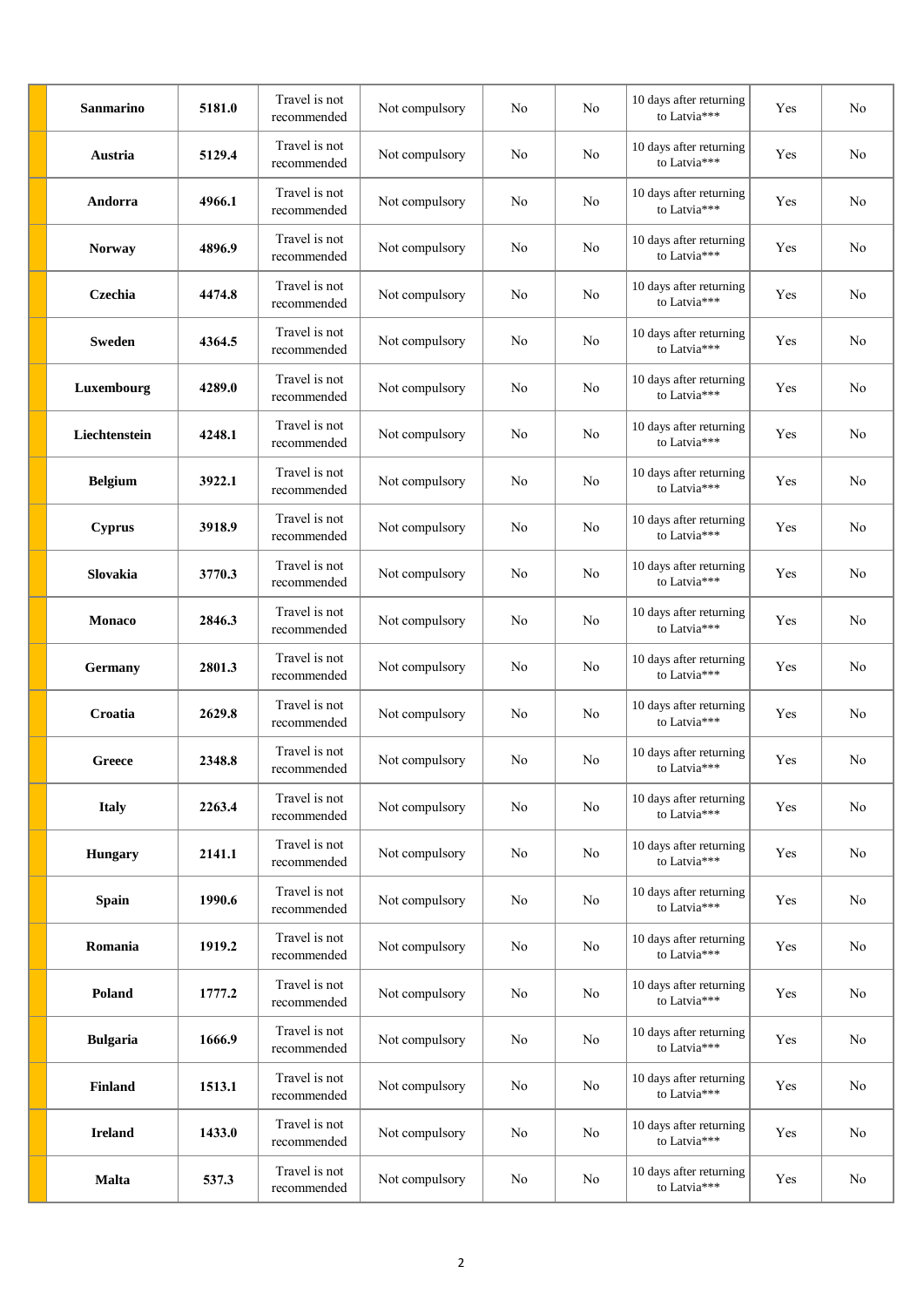| | | | | | | | | |
|---|---|---|---|---|---|---|---|---|
| | **Sanmarino** | **5181.0** | Travel is not recommended | Not compulsory | No | No | 10 days after returning to Latvia*** | Yes | No |
| | **Austria** | **5129.4** | Travel is not recommended | Not compulsory | No | No | 10 days after returning to Latvia*** | Yes | No |
| | **Andorra** | **4966.1** | Travel is not recommended | Not compulsory | No | No | 10 days after returning to Latvia*** | Yes | No |
| | **Norway** | **4896.9** | Travel is not recommended | Not compulsory | No | No | 10 days after returning to Latvia*** | Yes | No |
| | **Czechia** | **4474.8** | Travel is not recommended | Not compulsory | No | No | 10 days after returning to Latvia*** | Yes | No |
| | **Sweden** | **4364.5** | Travel is not recommended | Not compulsory | No | No | 10 days after returning to Latvia*** | Yes | No |
| | **Luxembourg** | **4289.0** | Travel is not recommended | Not compulsory | No | No | 10 days after returning to Latvia*** | Yes | No |
| | **Liechtenstein** | **4248.1** | Travel is not recommended | Not compulsory | No | No | 10 days after returning to Latvia*** | Yes | No |
| | **Belgium** | **3922.1** | Travel is not recommended | Not compulsory | No | No | 10 days after returning to Latvia*** | Yes | No |
| | **Cyprus** | **3918.9** | Travel is not recommended | Not compulsory | No | No | 10 days after returning to Latvia*** | Yes | No |
| | **Slovakia** | **3770.3** | Travel is not recommended | Not compulsory | No | No | 10 days after returning to Latvia*** | Yes | No |
| | **Monaco** | **2846.3** | Travel is not recommended | Not compulsory | No | No | 10 days after returning to Latvia*** | Yes | No |
| | **Germany** | **2801.3** | Travel is not recommended | Not compulsory | No | No | 10 days after returning to Latvia*** | Yes | No |
| | **Croatia** | **2629.8** | Travel is not recommended | Not compulsory | No | No | 10 days after returning to Latvia*** | Yes | No |
| | **Greece** | **2348.8** | Travel is not recommended | Not compulsory | No | No | 10 days after returning to Latvia*** | Yes | No |
| | **Italy** | **2263.4** | Travel is not recommended | Not compulsory | No | No | 10 days after returning to Latvia*** | Yes | No |
| | **Hungary** | **2141.1** | Travel is not recommended | Not compulsory | No | No | 10 days after returning to Latvia*** | Yes | No |
| | **Spain** | **1990.6** | Travel is not recommended | Not compulsory | No | No | 10 days after returning to Latvia*** | Yes | No |
| | **Romania** | **1919.2** | Travel is not recommended | Not compulsory | No | No | 10 days after returning to Latvia*** | Yes | No |
| | **Poland** | **1777.2** | Travel is not recommended | Not compulsory | No | No | 10 days after returning to Latvia*** | Yes | No |
| | **Bulgaria** | **1666.9** | Travel is not recommended | Not compulsory | No | No | 10 days after returning to Latvia*** | Yes | No |
| | **Finland** | **1513.1** | Travel is not recommended | Not compulsory | No | No | 10 days after returning to Latvia*** | Yes | No |
| | **Ireland** | **1433.0** | Travel is not recommended | Not compulsory | No | No | 10 days after returning to Latvia*** | Yes | No |
| | **Malta** | **537.3** | Travel is not recommended | Not compulsory | No | No | 10 days after returning to Latvia*** | Yes | No |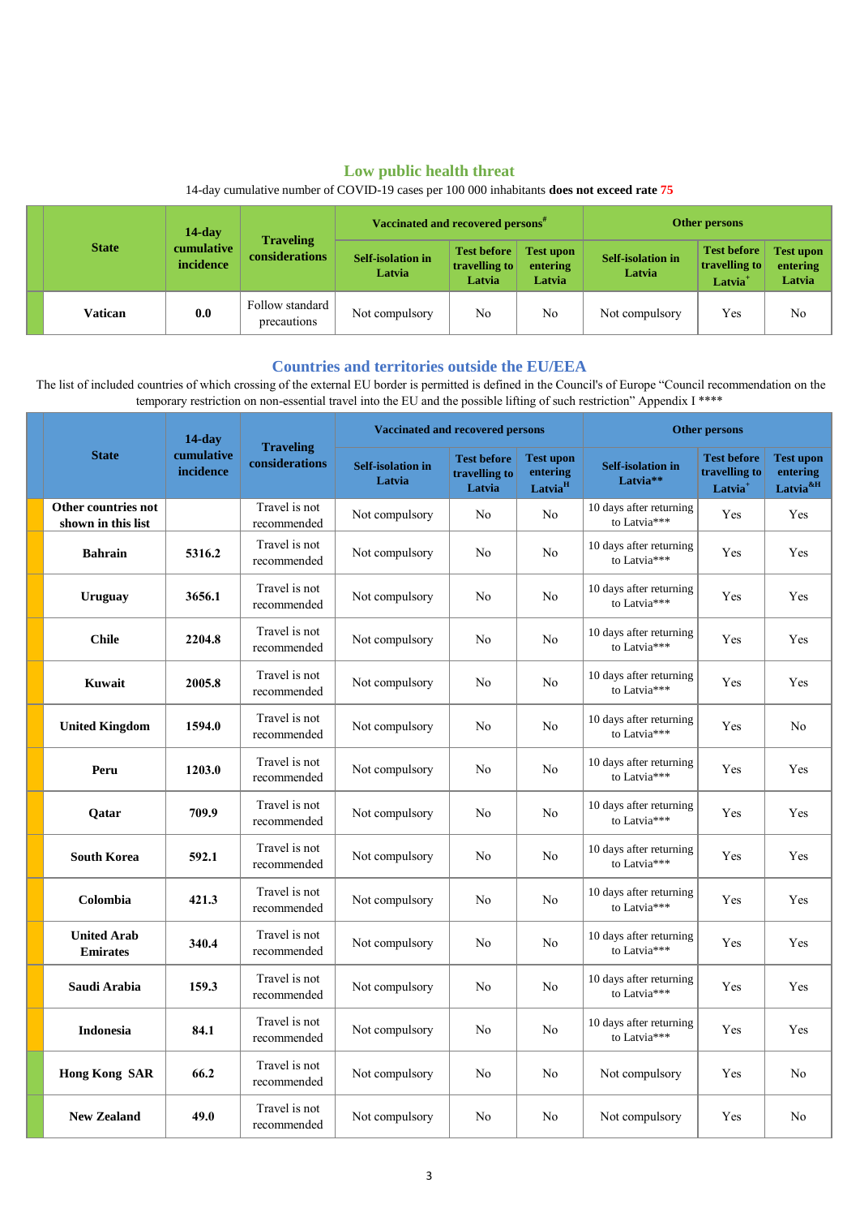## Low public health threat

14-day cumulative number of COVID-19 cases per 100 000 inhabitants **does not exceed rate 75**

| | State | 14-day cumulative incidence | Traveling considerations | Vaccinated and recovered persons# | | | Other persons | | |
|---|---|---|---|---|---|---|---|---|---|
| | | | | Self-isolation in Latvia | Test before travelling to Latvia | Test upon entering Latvia | Self-isolation in Latvia | Test before travelling to Latvia+ | Test upon entering Latvia |
| | **Vatican** | **0.0** | Follow standard precautions | Not compulsory | No | No | Not compulsory | Yes | No |

## Countries and territories outside the EU/EEA

The list of included countries of which crossing of the external EU border is permitted is defined in the Council's of Europe "Council recommendation on the temporary restriction on non-essential travel into the EU and the possible lifting of such restriction" Appendix I ****

| | State | 14-day cumulative incidence | Traveling considerations | Vaccinated and recovered persons | | | Other persons | | |
|---|---|---|---|---|---|---|---|---|---|
| | | | | Self-isolation in Latvia | Test before travelling to Latvia | Test upon entering Latvia[H] | Self-isolation in Latvia** | Test before travelling to Latvia+ | Test upon entering Latvia[&H] |
| | **Other countries not shown in this list** | | Travel is not recommended | Not compulsory | No | No | 10 days after returning to Latvia*** | Yes | Yes |
| | **Bahrain** | **5316.2** | Travel is not recommended | Not compulsory | No | No | 10 days after returning to Latvia*** | Yes | Yes |
| | **Uruguay** | **3656.1** | Travel is not recommended | Not compulsory | No | No | 10 days after returning to Latvia*** | Yes | Yes |
| | **Chile** | **2204.8** | Travel is not recommended | Not compulsory | No | No | 10 days after returning to Latvia*** | Yes | Yes |
| | **Kuwait** | **2005.8** | Travel is not recommended | Not compulsory | No | No | 10 days after returning to Latvia*** | Yes | Yes |
| | **United Kingdom** | **1594.0** | Travel is not recommended | Not compulsory | No | No | 10 days after returning to Latvia*** | Yes | No |
| | **Peru** | **1203.0** | Travel is not recommended | Not compulsory | No | No | 10 days after returning to Latvia*** | Yes | Yes |
| | **Qatar** | **709.9** | Travel is not recommended | Not compulsory | No | No | 10 days after returning to Latvia*** | Yes | Yes |
| | **South Korea** | **592.1** | Travel is not recommended | Not compulsory | No | No | 10 days after returning to Latvia*** | Yes | Yes |
| | **Colombia** | **421.3** | Travel is not recommended | Not compulsory | No | No | 10 days after returning to Latvia*** | Yes | Yes |
| | **United Arab Emirates** | **340.4** | Travel is not recommended | Not compulsory | No | No | 10 days after returning to Latvia*** | Yes | Yes |
| | **Saudi Arabia** | **159.3** | Travel is not recommended | Not compulsory | No | No | 10 days after returning to Latvia*** | Yes | Yes |
| | **Indonesia** | **84.1** | Travel is not recommended | Not compulsory | No | No | 10 days after returning to Latvia*** | Yes | Yes |
| | **Hong Kong SAR** | **66.2** | Travel is not recommended | Not compulsory | No | No | Not compulsory | Yes | No |
| | **New Zealand** | **49.0** | Travel is not recommended | Not compulsory | No | No | Not compulsory | Yes | No |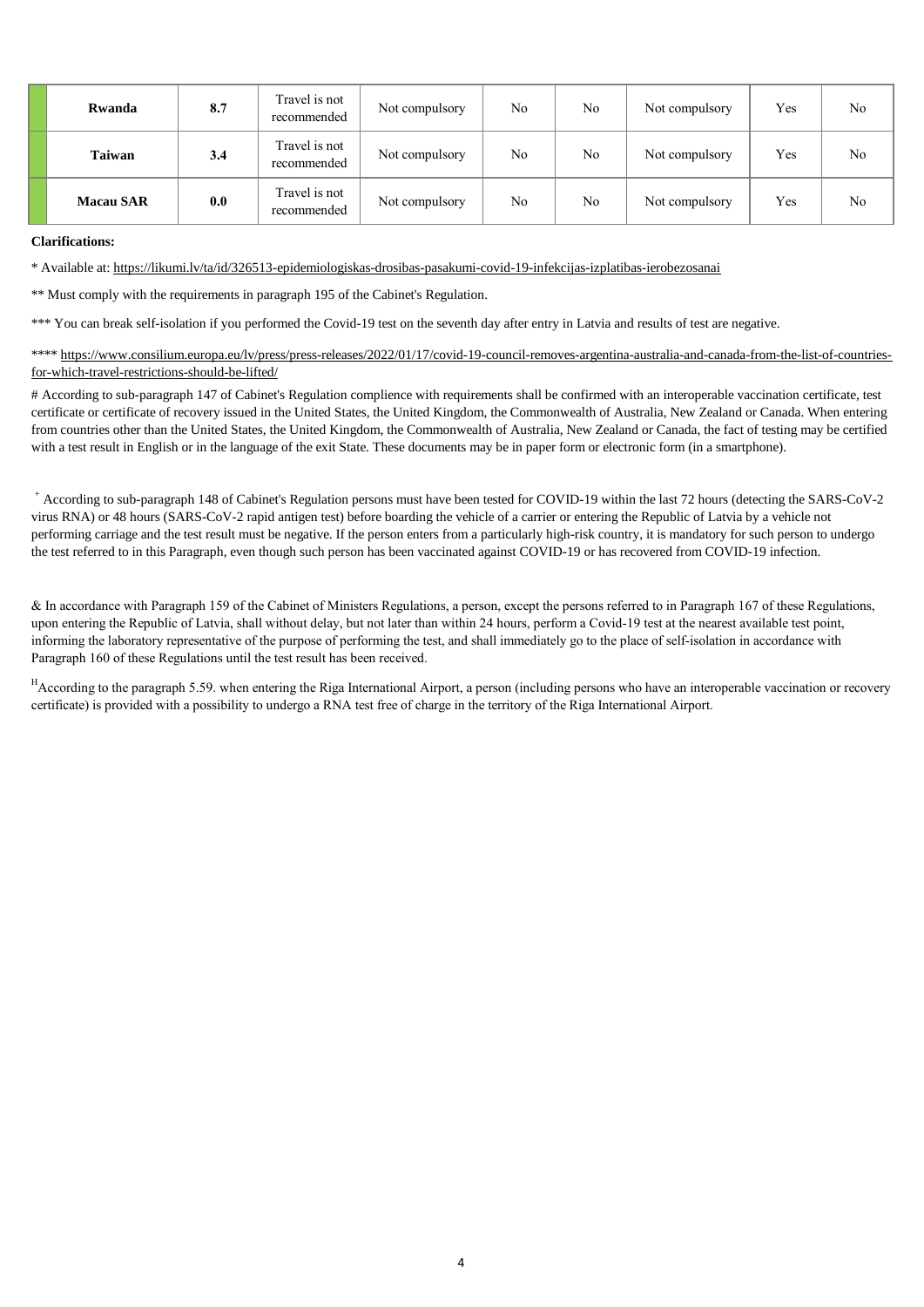| | | | | | | | | | |
|---|---|---|---|---|---|---|---|---|---|
| | **Rwanda** | **8.7** | Travel is not recommended | Not compulsory | No | No | Not compulsory | Yes | No |
| | **Taiwan** | **3.4** | Travel is not recommended | Not compulsory | No | No | Not compulsory | Yes | No |
| | **Macau SAR** | **0.0** | Travel is not recommended | Not compulsory | No | No | Not compulsory | Yes | No |

**Clarifications:**

* Available at: https://likumi.lv/ta/id/326513-epidemiologiskas-drosibas-pasakumi-covid-19-infekcijas-izplatibas-ierobezosanai

** Must comply with the requirements in paragraph 195 of the Cabinet's Regulation.

*** You can break self-isolation if you performed the Covid-19 test on the seventh day after entry in Latvia and results of test are negative.

**** https://www.consilium.europa.eu/lv/press/press-releases/2022/01/17/covid-19-council-removes-argentina-australia-and-canada-from-the-list-of-countries-for-which-travel-restrictions-should-be-lifted/

# According to sub-paragraph 147 of Cabinet's Regulation complience with requirements shall be confirmed with an interoperable vaccination certificate, test certificate or certificate of recovery issued in the United States, the United Kingdom, the Commonwealth of Australia, New Zealand or Canada. When entering from countries other than the United States, the United Kingdom, the Commonwealth of Australia, New Zealand or Canada, the fact of testing may be certified with a test result in English or in the language of the exit State. These documents may be in paper form or electronic form (in a smartphone).

[+] According to sub-paragraph 148 of Cabinet's Regulation persons must have been tested for COVID-19 within the last 72 hours (detecting the SARS-CoV-2 virus RNA) or 48 hours (SARS-CoV-2 rapid antigen test) before boarding the vehicle of a carrier or entering the Republic of Latvia by a vehicle not performing carriage and the test result must be negative. If the person enters from a particularly high-risk country, it is mandatory for such person to undergo the test referred to in this Paragraph, even though such person has been vaccinated against COVID-19 or has recovered from COVID-19 infection.

& In accordance with Paragraph 159 of the Cabinet of Ministers Regulations, a person, except the persons referred to in Paragraph 167 of these Regulations, upon entering the Republic of Latvia, shall without delay, but not later than within 24 hours, perform a Covid-19 test at the nearest available test point, informing the laboratory representative of the purpose of performing the test, and shall immediately go to the place of self-isolation in accordance with Paragraph 160 of these Regulations until the test result has been received.

[H] According to the paragraph 5.59. when entering the Riga International Airport, a person (including persons who have an interoperable vaccination or recovery certificate) is provided with a possibility to undergo a RNA test free of charge in the territory of the Riga International Airport.